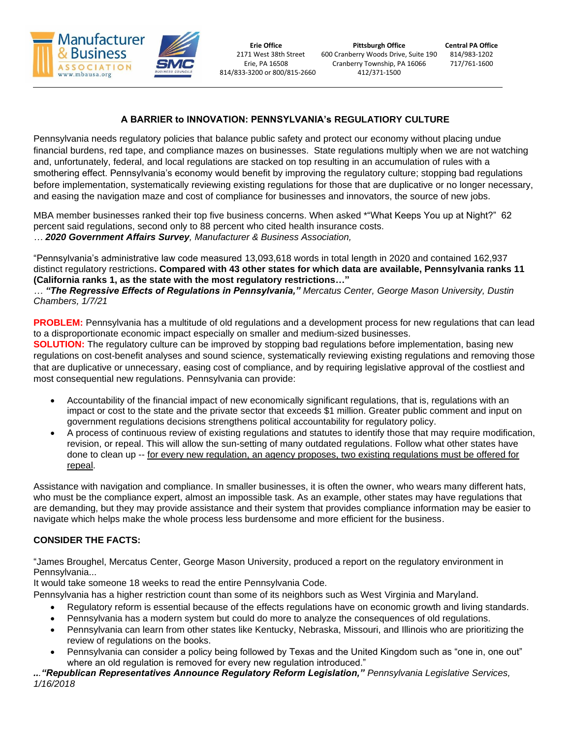Manufacturer & Business ASSOCIATION www.mbausa.org

SMC BUSINESS COUNCILS

**Erie Office**
2171 West 38th Street
Erie, PA 16508
814/833-3200 or 800/815-2660

**Pittsburgh Office**
600 Cranberry Woods Drive, Suite 190
Cranberry Township, PA 16066
412/371-1500

**Central PA Office**
814/983-1202
717/761-1600

## A BARRIER to INNOVATION: PENNSYLVANIA's REGULATIORY CULTURE

Pennsylvania needs regulatory policies that balance public safety and protect our economy without placing undue financial burdens, red tape, and compliance mazes on businesses. State regulations multiply when we are not watching and, unfortunately, federal, and local regulations are stacked on top resulting in an accumulation of rules with a smothering effect. Pennsylvania's economy would benefit by improving the regulatory culture; stopping bad regulations before implementation, systematically reviewing existing regulations for those that are duplicative or no longer necessary, and easing the navigation maze and cost of compliance for businesses and innovators, the source of new jobs.

MBA member businesses ranked their top five business concerns. When asked *"What Keeps You up at Night?" 62 percent said regulations, second only to 88 percent who cited health insurance costs.
*… **2020 Government Affairs Survey**, Manufacturer & Business Association,*

"Pennsylvania's administrative law code measured 13,093,618 words in total length in 2020 and contained 162,937 distinct regulatory restrictions**. Compared with 43 other states for which data are available, Pennsylvania ranks 11 (California ranks 1, as the state with the most regulatory restrictions…"**
*… **"The Regressive Effects of Regulations in Pennsylvania,"** Mercatus Center, George Mason University, Dustin Chambers, 1/7/21*

**PROBLEM:** Pennsylvania has a multitude of old regulations and a development process for new regulations that can lead to a disproportionate economic impact especially on smaller and medium-sized businesses.
**SOLUTION:** The regulatory culture can be improved by stopping bad regulations before implementation, basing new regulations on cost-benefit analyses and sound science, systematically reviewing existing regulations and removing those that are duplicative or unnecessary, easing cost of compliance, and by requiring legislative approval of the costliest and most consequential new regulations. Pennsylvania can provide:

- Accountability of the financial impact of new economically significant regulations, that is, regulations with an impact or cost to the state and the private sector that exceeds $1 million. Greater public comment and input on government regulations decisions strengthens political accountability for regulatory policy.
- A process of continuous review of existing regulations and statutes to identify those that may require modification, revision, or repeal. This will allow the sun-setting of many outdated regulations. Follow what other states have done to clean up -- <u>for every new regulation, an agency proposes, two existing regulations must be offered for repeal</u>.

Assistance with navigation and compliance. In smaller businesses, it is often the owner, who wears many different hats, who must be the compliance expert, almost an impossible task. As an example, other states may have regulations that are demanding, but they may provide assistance and their system that provides compliance information may be easier to navigate which helps make the whole process less burdensome and more efficient for the business.

### CONSIDER THE FACTS:

"James Broughel, Mercatus Center, George Mason University, produced a report on the regulatory environment in Pennsylvania...
It would take someone 18 weeks to read the entire Pennsylvania Code.
Pennsylvania has a higher restriction count than some of its neighbors such as West Virginia and Maryland.

- Regulatory reform is essential because of the effects regulations have on economic growth and living standards.
- Pennsylvania has a modern system but could do more to analyze the consequences of old regulations.
- Pennsylvania can learn from other states like Kentucky, Nebraska, Missouri, and Illinois who are prioritizing the review of regulations on the books.
- Pennsylvania can consider a policy being followed by Texas and the United Kingdom such as "one in, one out" where an old regulation is removed for every new regulation introduced."

*...**"Republican Representatives Announce Regulatory Reform Legislation,"** Pennsylvania Legislative Services, 1/16/2018*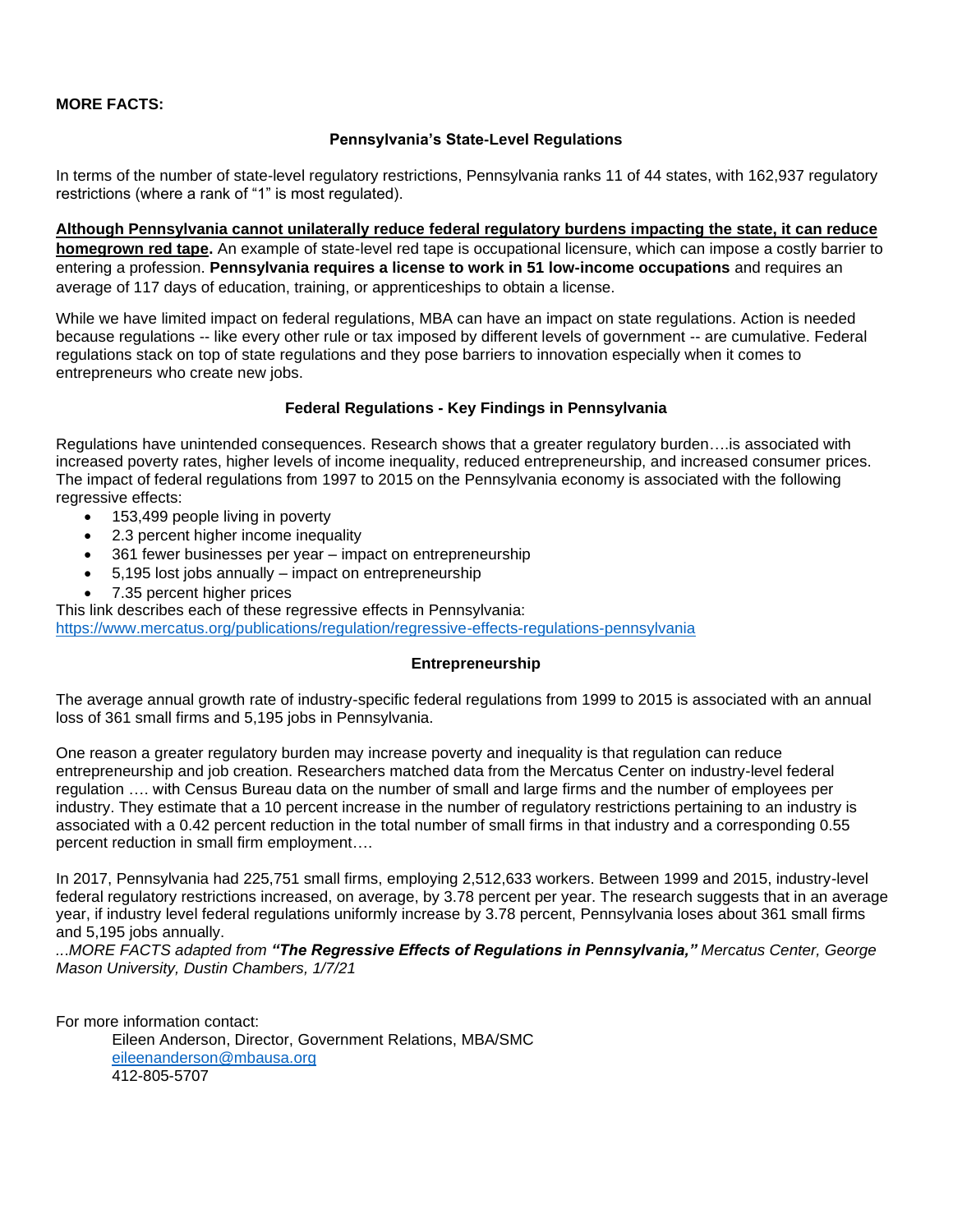**MORE FACTS:**

### Pennsylvania's State-Level Regulations

In terms of the number of state-level regulatory restrictions, Pennsylvania ranks 11 of 44 states, with 162,937 regulatory restrictions (where a rank of "1" is most regulated).

**Although Pennsylvania cannot unilaterally reduce federal regulatory burdens impacting the state, it can reduce homegrown red tape.** An example of state-level red tape is occupational licensure, which can impose a costly barrier to entering a profession. **Pennsylvania requires a license to work in 51 low-income occupations** and requires an average of 117 days of education, training, or apprenticeships to obtain a license.

While we have limited impact on federal regulations, MBA can have an impact on state regulations. Action is needed because regulations -- like every other rule or tax imposed by different levels of government -- are cumulative. Federal regulations stack on top of state regulations and they pose barriers to innovation especially when it comes to entrepreneurs who create new jobs.

### Federal Regulations - Key Findings in Pennsylvania

Regulations have unintended consequences. Research shows that a greater regulatory burden….is associated with increased poverty rates, higher levels of income inequality, reduced entrepreneurship, and increased consumer prices. The impact of federal regulations from 1997 to 2015 on the Pennsylvania economy is associated with the following regressive effects:

- 153,499 people living in poverty
- 2.3 percent higher income inequality
- 361 fewer businesses per year – impact on entrepreneurship
- 5,195 lost jobs annually – impact on entrepreneurship
- 7.35 percent higher prices

This link describes each of these regressive effects in Pennsylvania:
https://www.mercatus.org/publications/regulation/regressive-effects-regulations-pennsylvania

### Entrepreneurship

The average annual growth rate of industry-specific federal regulations from 1999 to 2015 is associated with an annual loss of 361 small firms and 5,195 jobs in Pennsylvania.

One reason a greater regulatory burden may increase poverty and inequality is that regulation can reduce entrepreneurship and job creation. Researchers matched data from the Mercatus Center on industry-level federal regulation …. with Census Bureau data on the number of small and large firms and the number of employees per industry. They estimate that a 10 percent increase in the number of regulatory restrictions pertaining to an industry is associated with a 0.42 percent reduction in the total number of small firms in that industry and a corresponding 0.55 percent reduction in small firm employment….

In 2017, Pennsylvania had 225,751 small firms, employing 2,512,633 workers. Between 1999 and 2015, industry-level federal regulatory restrictions increased, on average, by 3.78 percent per year. The research suggests that in an average year, if industry level federal regulations uniformly increase by 3.78 percent, Pennsylvania loses about 361 small firms and 5,195 jobs annually.

*...MORE FACTS adapted from **"The Regressive Effects of Regulations in Pennsylvania,"** Mercatus Center, George Mason University, Dustin Chambers, 1/7/21*

For more information contact:

Eileen Anderson, Director, Government Relations, MBA/SMC
eileenanderson@mbausa.org
412-805-5707